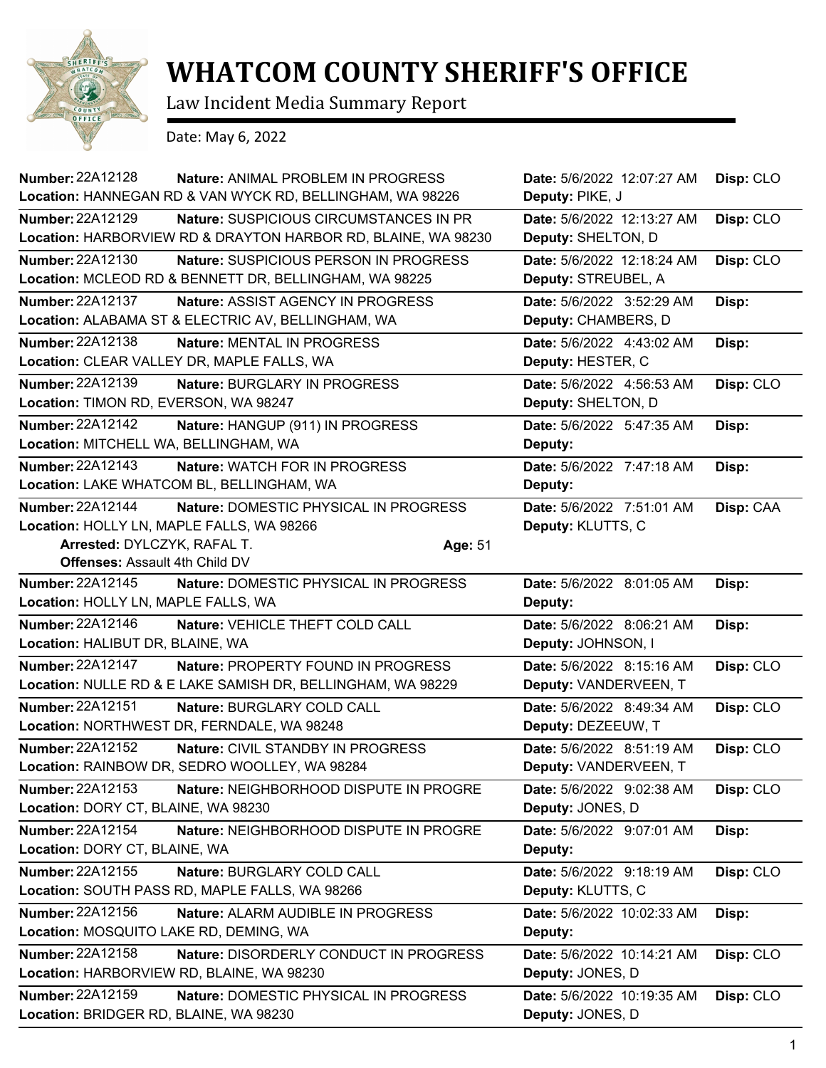# WHATCOM COUNTY SHERIFF'S OFFICE

Law Incident Media Summary Report

Date: May 6, 2022

**Number:** 22A12128 **Nature:** ANIMAL PROBLEM IN PROGRESS **Date:** 5/6/2022 12:07:27 AM **Disp:** CLO
**Location:** HANNEGAN RD & VAN WYCK RD, BELLINGHAM, WA 98226 **Deputy:** PIKE, J

---

**Number:** 22A12129 **Nature:** SUSPICIOUS CIRCUMSTANCES IN PR **Date:** 5/6/2022 12:13:27 AM **Disp:** CLO
**Location:** HARBORVIEW RD & DRAYTON HARBOR RD, BLAINE, WA 98230 **Deputy:** SHELTON, D

---

**Number:** 22A12130 **Nature:** SUSPICIOUS PERSON IN PROGRESS **Date:** 5/6/2022 12:18:24 AM **Disp:** CLO
**Location:** MCLEOD RD & BENNETT DR, BELLINGHAM, WA 98225 **Deputy:** STREUBEL, A

---

**Number:** 22A12137 **Nature:** ASSIST AGENCY IN PROGRESS **Date:** 5/6/2022 3:52:29 AM **Disp:**
**Location:** ALABAMA ST & ELECTRIC AV, BELLINGHAM, WA **Deputy:** CHAMBERS, D

---

**Number:** 22A12138 **Nature:** MENTAL IN PROGRESS **Date:** 5/6/2022 4:43:02 AM **Disp:**
**Location:** CLEAR VALLEY DR, MAPLE FALLS, WA **Deputy:** HESTER, C

---

**Number:** 22A12139 **Nature:** BURGLARY IN PROGRESS **Date:** 5/6/2022 4:56:53 AM **Disp:** CLO
**Location:** TIMON RD, EVERSON, WA 98247 **Deputy:** SHELTON, D

---

**Number:** 22A12142 **Nature:** HANGUP (911) IN PROGRESS **Date:** 5/6/2022 5:47:35 AM **Disp:**
**Location:** MITCHELL WA, BELLINGHAM, WA **Deputy:**

---

**Number:** 22A12143 **Nature:** WATCH FOR IN PROGRESS **Date:** 5/6/2022 7:47:18 AM **Disp:**
**Location:** LAKE WHATCOM BL, BELLINGHAM, WA **Deputy:**

---

**Number:** 22A12144 **Nature:** DOMESTIC PHYSICAL IN PROGRESS **Date:** 5/6/2022 7:51:01 AM **Disp:** CAA
**Location:** HOLLY LN, MAPLE FALLS, WA 98266 **Deputy:** KLUTTS, C
**Arrested:** DYLCZYK, RAFAL T. **Age:** 51
**Offenses:** Assault 4th Child DV

---

**Number:** 22A12145 **Nature:** DOMESTIC PHYSICAL IN PROGRESS **Date:** 5/6/2022 8:01:05 AM **Disp:**
**Location:** HOLLY LN, MAPLE FALLS, WA **Deputy:**

---

**Number:** 22A12146 **Nature:** VEHICLE THEFT COLD CALL **Date:** 5/6/2022 8:06:21 AM **Disp:**
**Location:** HALIBUT DR, BLAINE, WA **Deputy:** JOHNSON, I

---

**Number:** 22A12147 **Nature:** PROPERTY FOUND IN PROGRESS **Date:** 5/6/2022 8:15:16 AM **Disp:** CLO
**Location:** NULLE RD & E LAKE SAMISH DR, BELLINGHAM, WA 98229 **Deputy:** VANDERVEEN, T

---

**Number:** 22A12151 **Nature:** BURGLARY COLD CALL **Date:** 5/6/2022 8:49:34 AM **Disp:** CLO
**Location:** NORTHWEST DR, FERNDALE, WA 98248 **Deputy:** DEZEEUW, T

---

**Number:** 22A12152 **Nature:** CIVIL STANDBY IN PROGRESS **Date:** 5/6/2022 8:51:19 AM **Disp:** CLO
**Location:** RAINBOW DR, SEDRO WOOLLEY, WA 98284 **Deputy:** VANDERVEEN, T

---

**Number:** 22A12153 **Nature:** NEIGHBORHOOD DISPUTE IN PROGRE **Date:** 5/6/2022 9:02:38 AM **Disp:** CLO
**Location:** DORY CT, BLAINE, WA 98230 **Deputy:** JONES, D

---

**Number:** 22A12154 **Nature:** NEIGHBORHOOD DISPUTE IN PROGRE **Date:** 5/6/2022 9:07:01 AM **Disp:**
**Location:** DORY CT, BLAINE, WA **Deputy:**

---

**Number:** 22A12155 **Nature:** BURGLARY COLD CALL **Date:** 5/6/2022 9:18:19 AM **Disp:** CLO
**Location:** SOUTH PASS RD, MAPLE FALLS, WA 98266 **Deputy:** KLUTTS, C

---

**Number:** 22A12156 **Nature:** ALARM AUDIBLE IN PROGRESS **Date:** 5/6/2022 10:02:33 AM **Disp:**
**Location:** MOSQUITO LAKE RD, DEMING, WA **Deputy:**

---

**Number:** 22A12158 **Nature:** DISORDERLY CONDUCT IN PROGRESS **Date:** 5/6/2022 10:14:21 AM **Disp:** CLO
**Location:** HARBORVIEW RD, BLAINE, WA 98230 **Deputy:** JONES, D

---

**Number:** 22A12159 **Nature:** DOMESTIC PHYSICAL IN PROGRESS **Date:** 5/6/2022 10:19:35 AM **Disp:** CLO
**Location:** BRIDGER RD, BLAINE, WA 98230 **Deputy:** JONES, D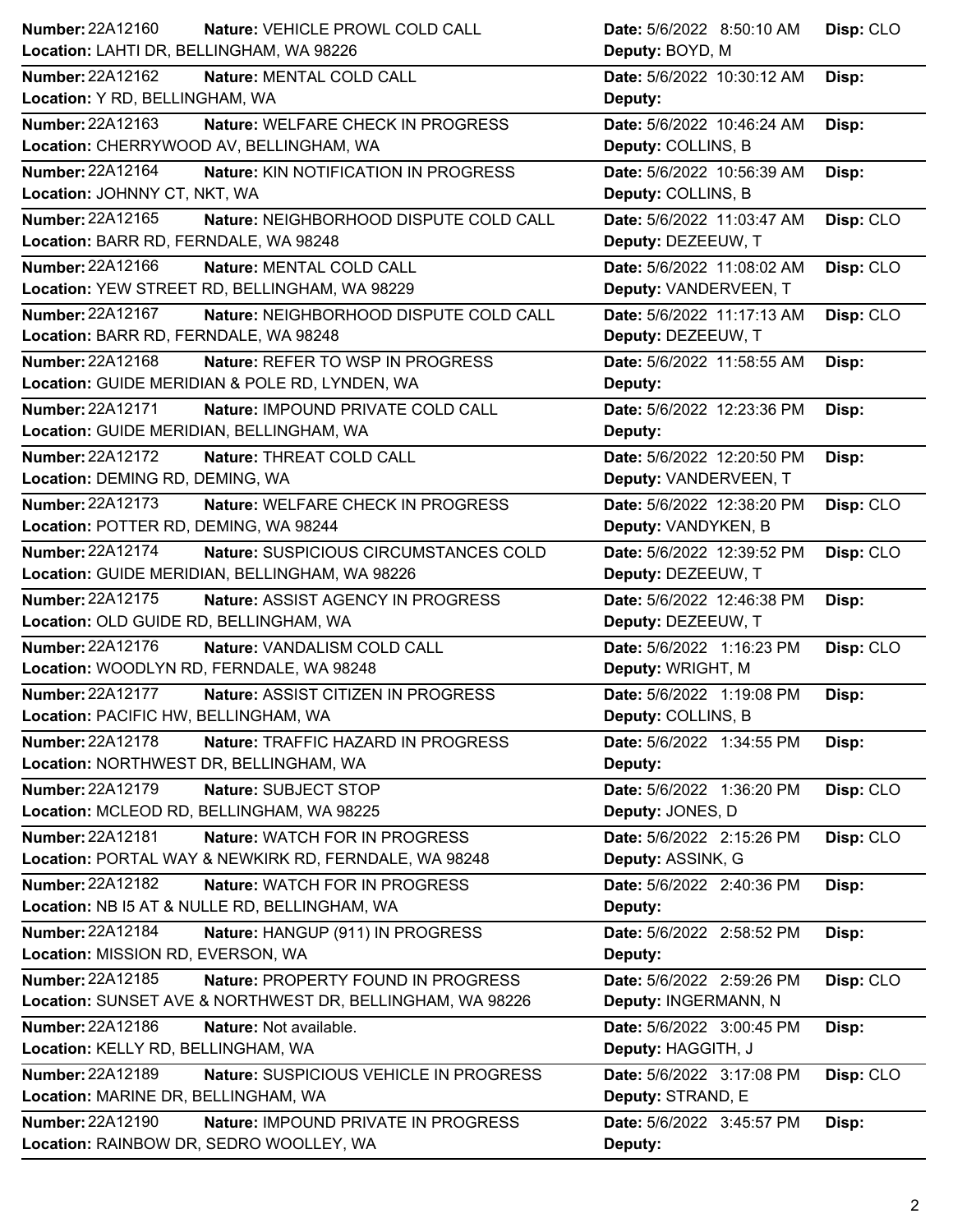| Number | Nature | Location | Date | Deputy | Disp |
| --- | --- | --- | --- | --- | --- |
| 22A12160 | VEHICLE PROWL COLD CALL | LAHTI DR, BELLINGHAM, WA 98226 | 5/6/2022 8:50:10 AM | BOYD, M | CLO |
| 22A12162 | MENTAL COLD CALL | Y RD, BELLINGHAM, WA | 5/6/2022 10:30:12 AM | | |
| 22A12163 | WELFARE CHECK IN PROGRESS | CHERRYWOOD AV, BELLINGHAM, WA | 5/6/2022 10:46:24 AM | COLLINS, B | |
| 22A12164 | KIN NOTIFICATION IN PROGRESS | JOHNNY CT, NKT, WA | 5/6/2022 10:56:39 AM | COLLINS, B | |
| 22A12165 | NEIGHBORHOOD DISPUTE COLD CALL | BARR RD, FERNDALE, WA 98248 | 5/6/2022 11:03:47 AM | DEZEEUW, T | CLO |
| 22A12166 | MENTAL COLD CALL | YEW STREET RD, BELLINGHAM, WA 98229 | 5/6/2022 11:08:02 AM | VANDERVEEN, T | CLO |
| 22A12167 | NEIGHBORHOOD DISPUTE COLD CALL | BARR RD, FERNDALE, WA 98248 | 5/6/2022 11:17:13 AM | DEZEEUW, T | CLO |
| 22A12168 | REFER TO WSP IN PROGRESS | GUIDE MERIDIAN & POLE RD, LYNDEN, WA | 5/6/2022 11:58:55 AM | | |
| 22A12171 | IMPOUND PRIVATE COLD CALL | GUIDE MERIDIAN, BELLINGHAM, WA | 5/6/2022 12:23:36 PM | | |
| 22A12172 | THREAT COLD CALL | DEMING RD, DEMING, WA | 5/6/2022 12:20:50 PM | VANDERVEEN, T | |
| 22A12173 | WELFARE CHECK IN PROGRESS | POTTER RD, DEMING, WA 98244 | 5/6/2022 12:38:20 PM | VANDYKEN, B | CLO |
| 22A12174 | SUSPICIOUS CIRCUMSTANCES COLD | GUIDE MERIDIAN, BELLINGHAM, WA 98226 | 5/6/2022 12:39:52 PM | DEZEEUW, T | CLO |
| 22A12175 | ASSIST AGENCY IN PROGRESS | OLD GUIDE RD, BELLINGHAM, WA | 5/6/2022 12:46:38 PM | DEZEEUW, T | |
| 22A12176 | VANDALISM COLD CALL | WOODLYN RD, FERNDALE, WA 98248 | 5/6/2022 1:16:23 PM | WRIGHT, M | CLO |
| 22A12177 | ASSIST CITIZEN IN PROGRESS | PACIFIC HW, BELLINGHAM, WA | 5/6/2022 1:19:08 PM | COLLINS, B | |
| 22A12178 | TRAFFIC HAZARD IN PROGRESS | NORTHWEST DR, BELLINGHAM, WA | 5/6/2022 1:34:55 PM | | |
| 22A12179 | SUBJECT STOP | MCLEOD RD, BELLINGHAM, WA 98225 | 5/6/2022 1:36:20 PM | JONES, D | CLO |
| 22A12181 | WATCH FOR IN PROGRESS | PORTAL WAY & NEWKIRK RD, FERNDALE, WA 98248 | 5/6/2022 2:15:26 PM | ASSINK, G | CLO |
| 22A12182 | WATCH FOR IN PROGRESS | NB I5 AT & NULLE RD, BELLINGHAM, WA | 5/6/2022 2:40:36 PM | | |
| 22A12184 | HANGUP (911) IN PROGRESS | MISSION RD, EVERSON, WA | 5/6/2022 2:58:52 PM | | |
| 22A12185 | PROPERTY FOUND IN PROGRESS | SUNSET AVE & NORTHWEST DR, BELLINGHAM, WA 98226 | 5/6/2022 2:59:26 PM | INGERMANN, N | CLO |
| 22A12186 | Not available. | KELLY RD, BELLINGHAM, WA | 5/6/2022 3:00:45 PM | HAGGITH, J | |
| 22A12189 | SUSPICIOUS VEHICLE IN PROGRESS | MARINE DR, BELLINGHAM, WA | 5/6/2022 3:17:08 PM | STRAND, E | CLO |
| 22A12190 | IMPOUND PRIVATE IN PROGRESS | RAINBOW DR, SEDRO WOOLLEY, WA | 5/6/2022 3:45:57 PM | | |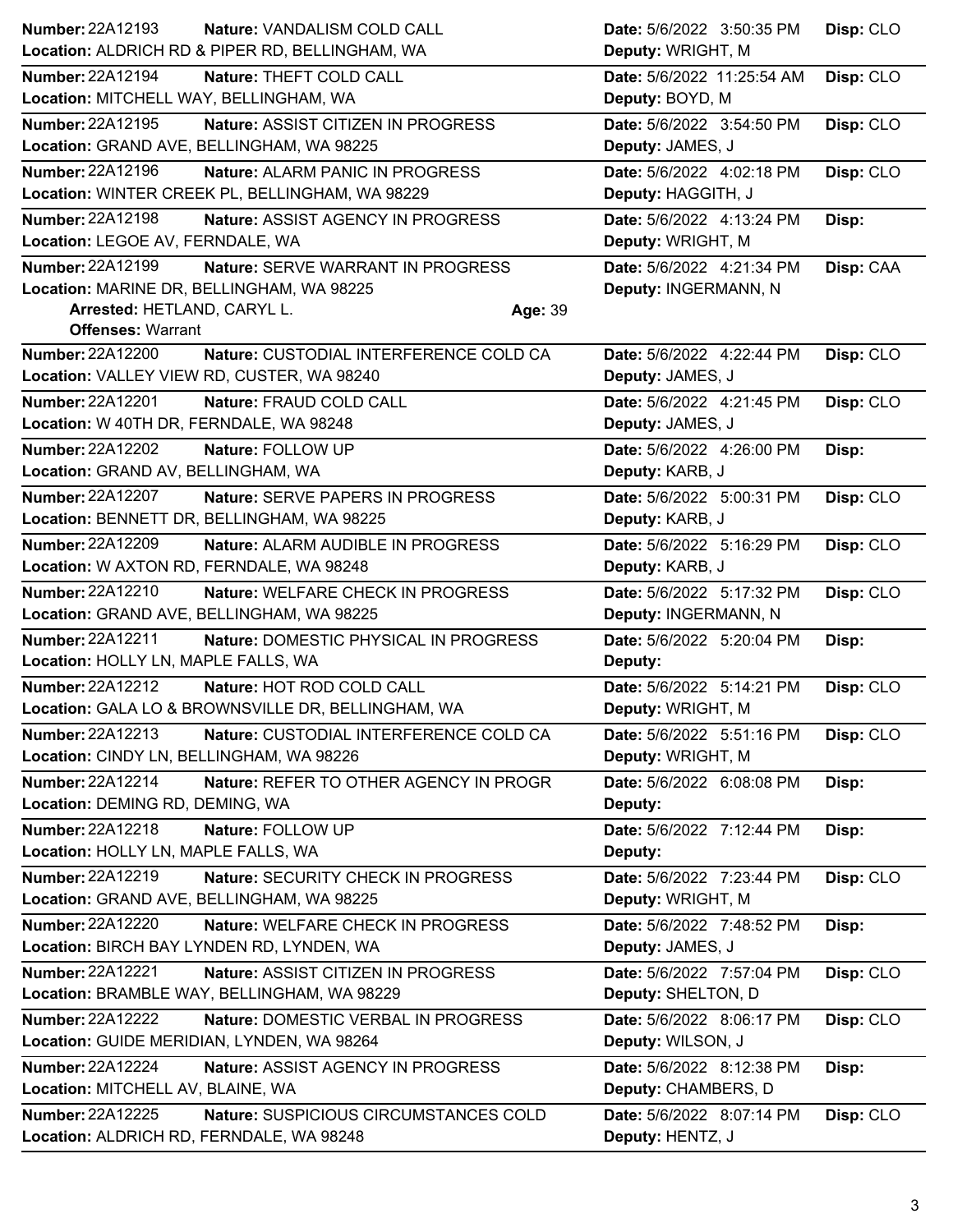**Number:** 22A12193 **Nature:** VANDALISM COLD CALL **Date:** 5/6/2022 3:50:35 PM **Disp:** CLO
**Location:** ALDRICH RD & PIPER RD, BELLINGHAM, WA **Deputy:** WRIGHT, M

---

**Number:** 22A12194 **Nature:** THEFT COLD CALL **Date:** 5/6/2022 11:25:54 AM **Disp:** CLO
**Location:** MITCHELL WAY, BELLINGHAM, WA **Deputy:** BOYD, M

---

**Number:** 22A12195 **Nature:** ASSIST CITIZEN IN PROGRESS **Date:** 5/6/2022 3:54:50 PM **Disp:** CLO
**Location:** GRAND AVE, BELLINGHAM, WA 98225 **Deputy:** JAMES, J

---

**Number:** 22A12196 **Nature:** ALARM PANIC IN PROGRESS **Date:** 5/6/2022 4:02:18 PM **Disp:** CLO
**Location:** WINTER CREEK PL, BELLINGHAM, WA 98229 **Deputy:** HAGGITH, J

---

**Number:** 22A12198 **Nature:** ASSIST AGENCY IN PROGRESS **Date:** 5/6/2022 4:13:24 PM **Disp:**
**Location:** LEGOE AV, FERNDALE, WA **Deputy:** WRIGHT, M

---

**Number:** 22A12199 **Nature:** SERVE WARRANT IN PROGRESS **Date:** 5/6/2022 4:21:34 PM **Disp:** CAA
**Location:** MARINE DR, BELLINGHAM, WA 98225 **Deputy:** INGERMANN, N
**Arrested:** HETLAND, CARYL L. **Age:** 39
**Offenses:** Warrant

---

**Number:** 22A12200 **Nature:** CUSTODIAL INTERFERENCE COLD CA **Date:** 5/6/2022 4:22:44 PM **Disp:** CLO
**Location:** VALLEY VIEW RD, CUSTER, WA 98240 **Deputy:** JAMES, J

---

**Number:** 22A12201 **Nature:** FRAUD COLD CALL **Date:** 5/6/2022 4:21:45 PM **Disp:** CLO
**Location:** W 40TH DR, FERNDALE, WA 98248 **Deputy:** JAMES, J

---

**Number:** 22A12202 **Nature:** FOLLOW UP **Date:** 5/6/2022 4:26:00 PM **Disp:**
**Location:** GRAND AV, BELLINGHAM, WA **Deputy:** KARB, J

---

**Number:** 22A12207 **Nature:** SERVE PAPERS IN PROGRESS **Date:** 5/6/2022 5:00:31 PM **Disp:** CLO
**Location:** BENNETT DR, BELLINGHAM, WA 98225 **Deputy:** KARB, J

---

**Number:** 22A12209 **Nature:** ALARM AUDIBLE IN PROGRESS **Date:** 5/6/2022 5:16:29 PM **Disp:** CLO
**Location:** W AXTON RD, FERNDALE, WA 98248 **Deputy:** KARB, J

---

**Number:** 22A12210 **Nature:** WELFARE CHECK IN PROGRESS **Date:** 5/6/2022 5:17:32 PM **Disp:** CLO
**Location:** GRAND AVE, BELLINGHAM, WA 98225 **Deputy:** INGERMANN, N

---

**Number:** 22A12211 **Nature:** DOMESTIC PHYSICAL IN PROGRESS **Date:** 5/6/2022 5:20:04 PM **Disp:**
**Location:** HOLLY LN, MAPLE FALLS, WA **Deputy:**

---

**Number:** 22A12212 **Nature:** HOT ROD COLD CALL **Date:** 5/6/2022 5:14:21 PM **Disp:** CLO
**Location:** GALA LO & BROWNSVILLE DR, BELLINGHAM, WA **Deputy:** WRIGHT, M

---

**Number:** 22A12213 **Nature:** CUSTODIAL INTERFERENCE COLD CA **Date:** 5/6/2022 5:51:16 PM **Disp:** CLO
**Location:** CINDY LN, BELLINGHAM, WA 98226 **Deputy:** WRIGHT, M

---

**Number:** 22A12214 **Nature:** REFER TO OTHER AGENCY IN PROGR **Date:** 5/6/2022 6:08:08 PM **Disp:**
**Location:** DEMING RD, DEMING, WA **Deputy:**

---

**Number:** 22A12218 **Nature:** FOLLOW UP **Date:** 5/6/2022 7:12:44 PM **Disp:**
**Location:** HOLLY LN, MAPLE FALLS, WA **Deputy:**

---

**Number:** 22A12219 **Nature:** SECURITY CHECK IN PROGRESS **Date:** 5/6/2022 7:23:44 PM **Disp:** CLO
**Location:** GRAND AVE, BELLINGHAM, WA 98225 **Deputy:** WRIGHT, M

---

**Number:** 22A12220 **Nature:** WELFARE CHECK IN PROGRESS **Date:** 5/6/2022 7:48:52 PM **Disp:**
**Location:** BIRCH BAY LYNDEN RD, LYNDEN, WA **Deputy:** JAMES, J

---

**Number:** 22A12221 **Nature:** ASSIST CITIZEN IN PROGRESS **Date:** 5/6/2022 7:57:04 PM **Disp:** CLO
**Location:** BRAMBLE WAY, BELLINGHAM, WA 98229 **Deputy:** SHELTON, D

---

**Number:** 22A12222 **Nature:** DOMESTIC VERBAL IN PROGRESS **Date:** 5/6/2022 8:06:17 PM **Disp:** CLO
**Location:** GUIDE MERIDIAN, LYNDEN, WA 98264 **Deputy:** WILSON, J

---

**Number:** 22A12224 **Nature:** ASSIST AGENCY IN PROGRESS **Date:** 5/6/2022 8:12:38 PM **Disp:**
**Location:** MITCHELL AV, BLAINE, WA **Deputy:** CHAMBERS, D

---

**Number:** 22A12225 **Nature:** SUSPICIOUS CIRCUMSTANCES COLD **Date:** 5/6/2022 8:07:14 PM **Disp:** CLO
**Location:** ALDRICH RD, FERNDALE, WA 98248 **Deputy:** HENTZ, J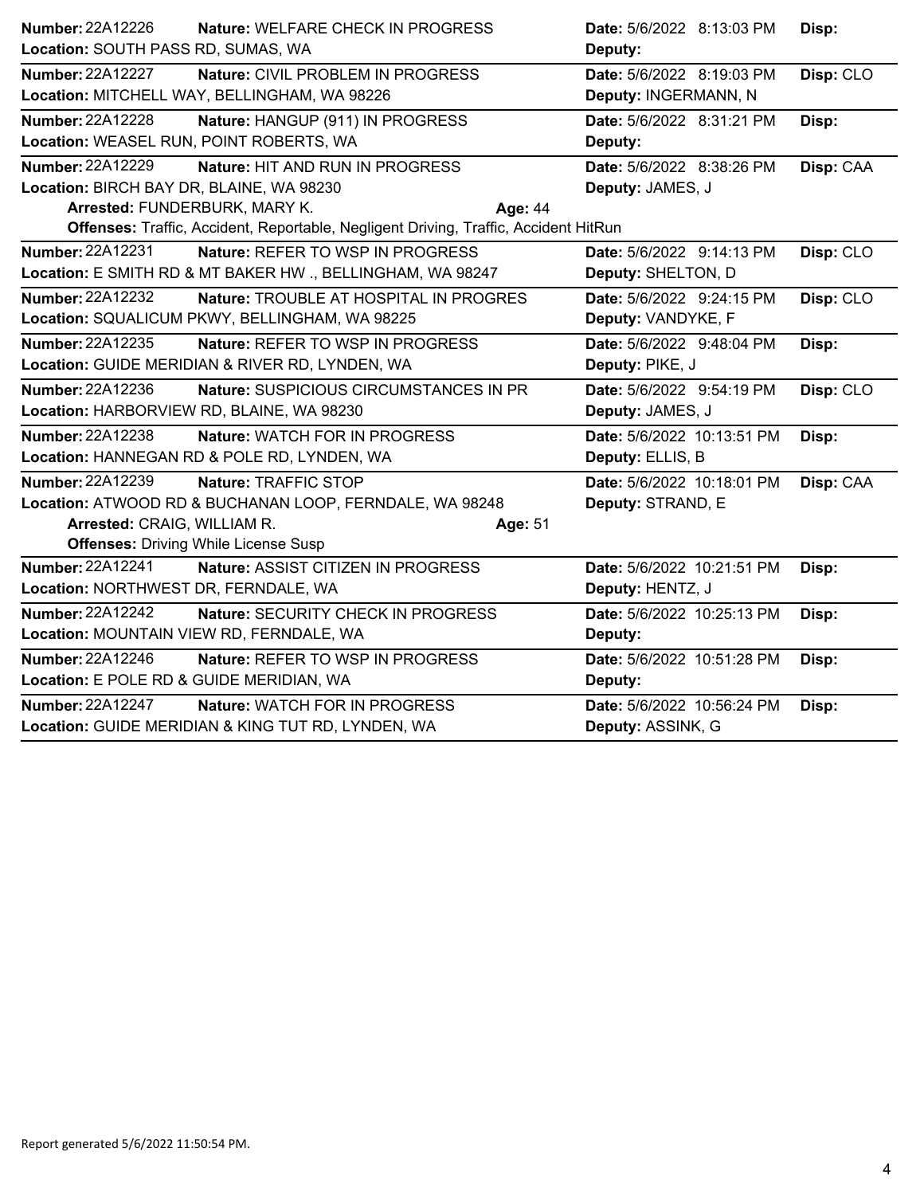**Number:** 22A12226 **Nature:** WELFARE CHECK IN PROGRESS **Date:** 5/6/2022 8:13:03 PM **Disp:**
**Location:** SOUTH PASS RD, SUMAS, WA **Deputy:**

---

**Number:** 22A12227 **Nature:** CIVIL PROBLEM IN PROGRESS **Date:** 5/6/2022 8:19:03 PM **Disp:** CLO
**Location:** MITCHELL WAY, BELLINGHAM, WA 98226 **Deputy:** INGERMANN, N

---

**Number:** 22A12228 **Nature:** HANGUP (911) IN PROGRESS **Date:** 5/6/2022 8:31:21 PM **Disp:**
**Location:** WEASEL RUN, POINT ROBERTS, WA **Deputy:**

---

**Number:** 22A12229 **Nature:** HIT AND RUN IN PROGRESS **Date:** 5/6/2022 8:38:26 PM **Disp:** CAA
**Location:** BIRCH BAY DR, BLAINE, WA 98230 **Deputy:** JAMES, J
**Arrested:** FUNDERBURK, MARY K. **Age:** 44
**Offenses:** Traffic, Accident, Reportable, Negligent Driving, Traffic, Accident HitRun

---

**Number:** 22A12231 **Nature:** REFER TO WSP IN PROGRESS **Date:** 5/6/2022 9:14:13 PM **Disp:** CLO
**Location:** E SMITH RD & MT BAKER HW ., BELLINGHAM, WA 98247 **Deputy:** SHELTON, D

---

**Number:** 22A12232 **Nature:** TROUBLE AT HOSPITAL IN PROGRES **Date:** 5/6/2022 9:24:15 PM **Disp:** CLO
**Location:** SQUALICUM PKWY, BELLINGHAM, WA 98225 **Deputy:** VANDYKE, F

---

**Number:** 22A12235 **Nature:** REFER TO WSP IN PROGRESS **Date:** 5/6/2022 9:48:04 PM **Disp:**
**Location:** GUIDE MERIDIAN & RIVER RD, LYNDEN, WA **Deputy:** PIKE, J

---

**Number:** 22A12236 **Nature:** SUSPICIOUS CIRCUMSTANCES IN PR **Date:** 5/6/2022 9:54:19 PM **Disp:** CLO
**Location:** HARBORVIEW RD, BLAINE, WA 98230 **Deputy:** JAMES, J

---

**Number:** 22A12238 **Nature:** WATCH FOR IN PROGRESS **Date:** 5/6/2022 10:13:51 PM **Disp:**
**Location:** HANNEGAN RD & POLE RD, LYNDEN, WA **Deputy:** ELLIS, B

---

**Number:** 22A12239 **Nature:** TRAFFIC STOP **Date:** 5/6/2022 10:18:01 PM **Disp:** CAA
**Location:** ATWOOD RD & BUCHANAN LOOP, FERNDALE, WA 98248 **Deputy:** STRAND, E
**Arrested:** CRAIG, WILLIAM R. **Age:** 51
**Offenses:** Driving While License Susp

---

**Number:** 22A12241 **Nature:** ASSIST CITIZEN IN PROGRESS **Date:** 5/6/2022 10:21:51 PM **Disp:**
**Location:** NORTHWEST DR, FERNDALE, WA **Deputy:** HENTZ, J

---

**Number:** 22A12242 **Nature:** SECURITY CHECK IN PROGRESS **Date:** 5/6/2022 10:25:13 PM **Disp:**
**Location:** MOUNTAIN VIEW RD, FERNDALE, WA **Deputy:**

---

**Number:** 22A12246 **Nature:** REFER TO WSP IN PROGRESS **Date:** 5/6/2022 10:51:28 PM **Disp:**
**Location:** E POLE RD & GUIDE MERIDIAN, WA **Deputy:**

---

**Number:** 22A12247 **Nature:** WATCH FOR IN PROGRESS **Date:** 5/6/2022 10:56:24 PM **Disp:**
**Location:** GUIDE MERIDIAN & KING TUT RD, LYNDEN, WA **Deputy:** ASSINK, G

---

Report generated 5/6/2022 11:50:54 PM.